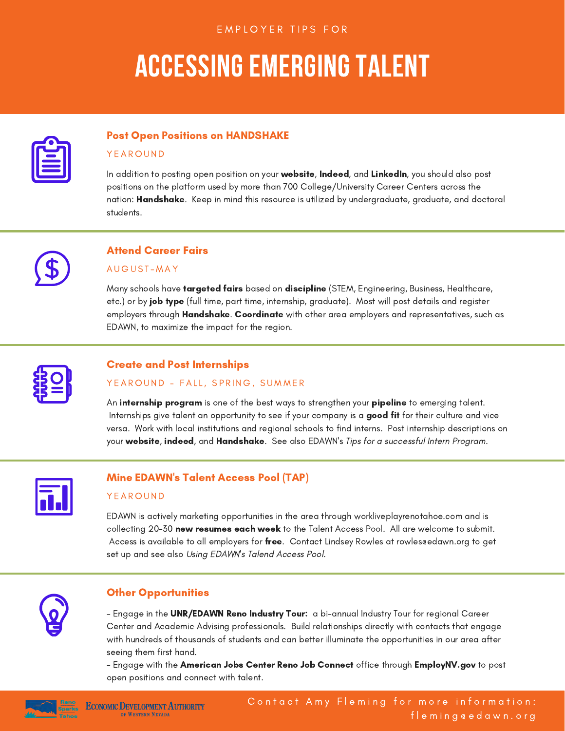EMPLOYER TIPS FOR

# ACCESSING EMERGING TALENT

## Post Open Positions on HANDSHAKE

YEAROUND

In addition to posting open position on your **website**, **Indeed**, and **LinkedIn**, you should also post positions on the platform used by more than 700 College/University Career Centers across the nation: **Handshake**. Keep in mind this resource is utilized by undergraduate, graduate, and doctoral students.

## Attend Career Fairs

AUGUST-MAY

Many schools have **targeted fairs** based on **discipline** (STEM, Engineering, Business, Healthcare, etc.) or by **job type** (full time, part time, internship, graduate). Most will post details and register employers through **Handshake**. **Coordinate** with other area employers and representatives, such as EDAWN, to maximize the impact for the region.

## Create and Post Internships

YEAROUND - FALL, SPRING, SUMMER

An **internship program** is one of the best ways to strengthen your **pipeline** to emerging talent. Internships give talent an opportunity to see if your company is a **good fit** for their culture and vice versa. Work with local institutions and regional schools to find interns. Post internship descriptions on your **website**, **indeed**, and **Handshake**. See also EDAWN's *Tips for a successful Intern Program*.

## Mine EDAWN's Talent Access Pool (TAP)

YEAROUND

EDAWN is actively marketing opportunities in the area through workliveplayrenotahoe.com and is collecting 20-30 **new resumes each week** to the Talent Access Pool. All are welcome to submit. Access is available to all employers for **free**. Contact Lindsey Rowles at rowles@edawn.org to get set up and see also *Using EDAWN's Talend Access Pool*.

## Other Opportunities

- Engage in the **UNR/EDAWN Reno Industry Tour:** a bi-annual Industry Tour for regional Career Center and Academic Advising professionals. Build relationships directly with contacts that engage with hundreds of thousands of students and can better illuminate the opportunities in our area after seeing them first hand.
- Engage with the **American Jobs Center Reno Job Connect** office through **EmployNV.gov** to post open positions and connect with talent.

Economic Development Authority of Western Nevada

Contact Amy Fleming for more information: fleming@edawn.org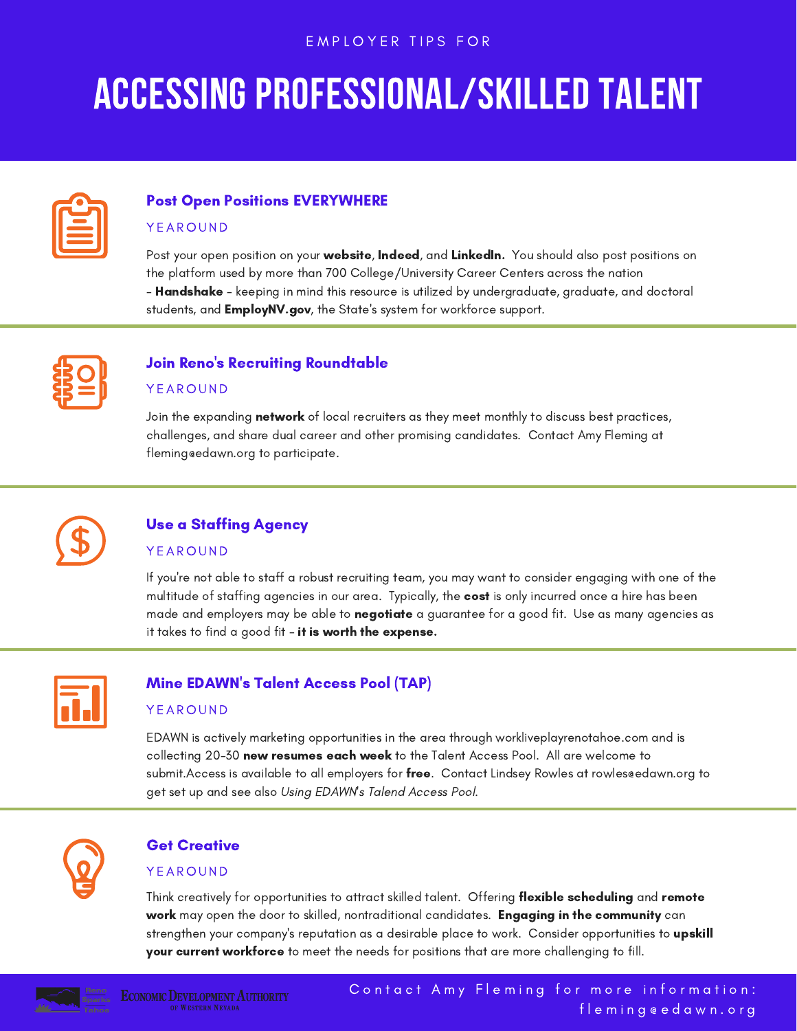EMPLOYER TIPS FOR

# ACCESSING PROFESSIONAL/SKILLED TALENT

### Post Open Positions EVERYWHERE

YEAROUND

Post your open position on your **website**, **Indeed**, and **LinkedIn.** You should also post positions on the platform used by more than 700 College/University Career Centers across the nation – **Handshake** – keeping in mind this resource is utilized by undergraduate, graduate, and doctoral students, and **EmployNV.gov**, the State's system for workforce support.

### Join Reno's Recruiting Roundtable

YEAROUND

Join the expanding **network** of local recruiters as they meet monthly to discuss best practices, challenges, and share dual career and other promising candidates. Contact Amy Fleming at fleming@edawn.org to participate.

### Use a Staffing Agency

YEAROUND

If you're not able to staff a robust recruiting team, you may want to consider engaging with one of the multitude of staffing agencies in our area. Typically, the **cost** is only incurred once a hire has been made and employers may be able to **negotiate** a guarantee for a good fit. Use as many agencies as it takes to find a good fit – **it is worth the expense.**

### Mine EDAWN's Talent Access Pool (TAP)

YEAROUND

EDAWN is actively marketing opportunities in the area through workliveplayrenotahoe.com and is collecting 20-30 **new resumes each week** to the Talent Access Pool. All are welcome to submit.Access is available to all employers for **free**. Contact Lindsey Rowles at rowles@edawn.org to get set up and see also *Using EDAWN's Talend Access Pool.*

### Get Creative

YEAROUND

Think creatively for opportunities to attract skilled talent. Offering **flexible scheduling** and **remote work** may open the door to skilled, nontraditional candidates. **Engaging in the community** can strengthen your company's reputation as a desirable place to work. Consider opportunities to **upskill your current workforce** to meet the needs for positions that are more challenging to fill.

Reno Sparks Tahoe Economic Development Authority of Western Nevada

Contact Amy Fleming for more information:
fleming@edawn.org